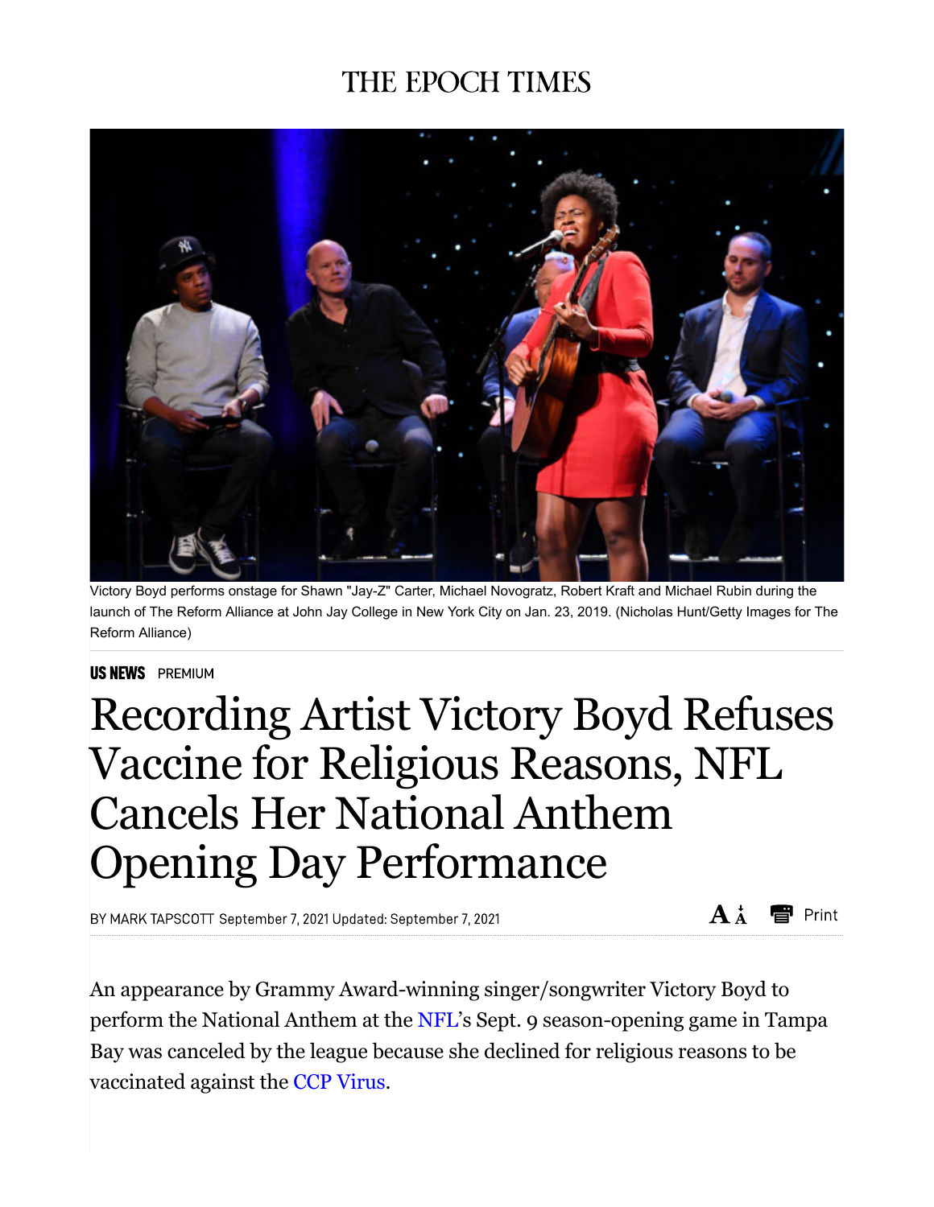# THE EPOCH TIMES

Victory Boyd performs onstage for Shawn "Jay-Z" Carter, Michael Novogratz, Robert Kraft and Michael Rubin during the launch of The Reform Alliance at John Jay College in New York City on Jan. 23, 2019. (Nicholas Hunt/Getty Images for The Reform Alliance)

**US NEWS** PREMIUM

# Recording Artist Victory Boyd Refuses Vaccine for Religious Reasons, NFL Cancels Her National Anthem Opening Day Performance

BY MARK TAPSCOTT September 7, 2021 Updated: September 7, 2021

An appearance by Grammy Award-winning singer/songwriter Victory Boyd to perform the National Anthem at the NFL's Sept. 9 season-opening game in Tampa Bay was canceled by the league because she declined for religious reasons to be vaccinated against the CCP Virus.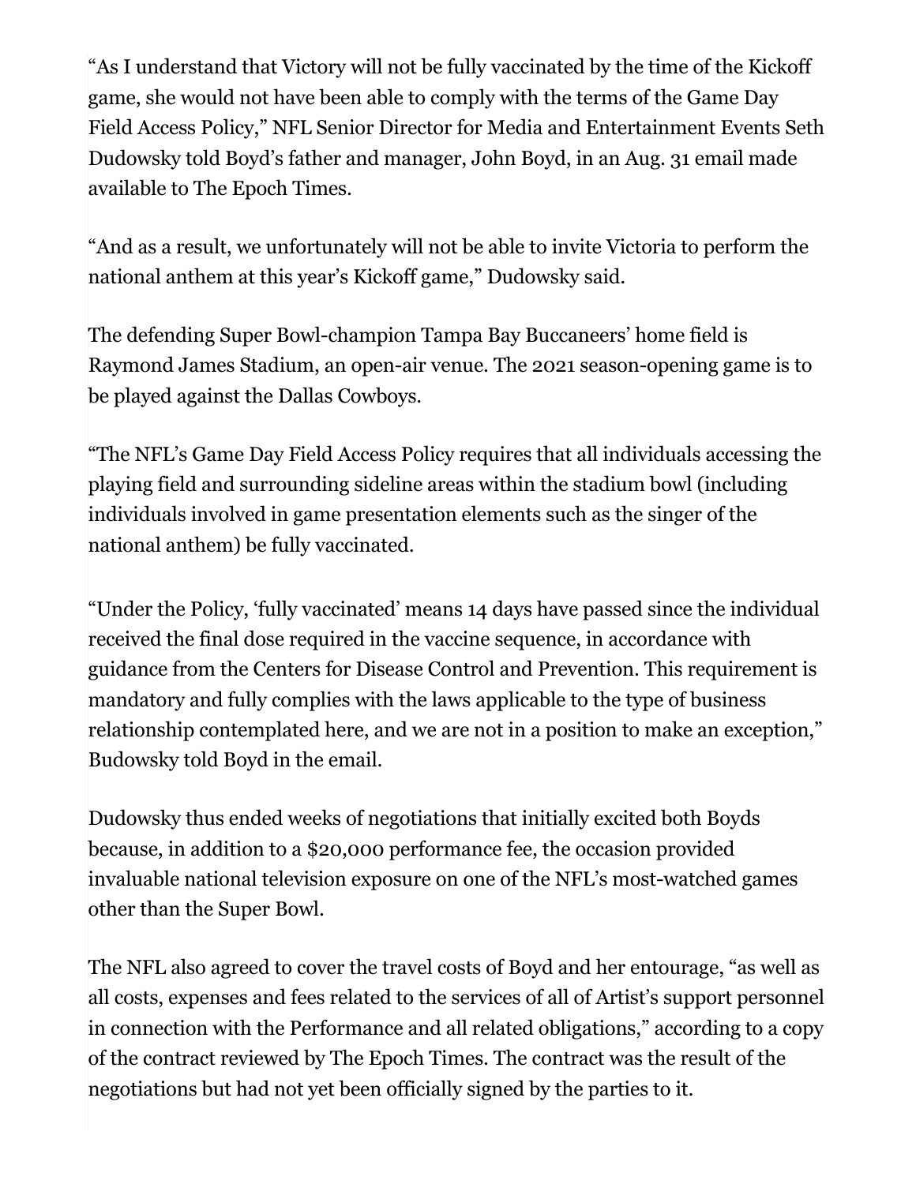"As I understand that Victory will not be fully vaccinated by the time of the Kickoff game, she would not have been able to comply with the terms of the Game Day Field Access Policy," NFL Senior Director for Media and Entertainment Events Seth Dudowsky told Boyd's father and manager, John Boyd, in an Aug. 31 email made available to The Epoch Times.

"And as a result, we unfortunately will not be able to invite Victoria to perform the national anthem at this year's Kickoff game," Dudowsky said.

The defending Super Bowl-champion Tampa Bay Buccaneers' home field is Raymond James Stadium, an open-air venue. The 2021 season-opening game is to be played against the Dallas Cowboys.

"The NFL's Game Day Field Access Policy requires that all individuals accessing the playing field and surrounding sideline areas within the stadium bowl (including individuals involved in game presentation elements such as the singer of the national anthem) be fully vaccinated.

"Under the Policy, 'fully vaccinated' means 14 days have passed since the individual received the final dose required in the vaccine sequence, in accordance with guidance from the Centers for Disease Control and Prevention. This requirement is mandatory and fully complies with the laws applicable to the type of business relationship contemplated here, and we are not in a position to make an exception," Budowsky told Boyd in the email.

Dudowsky thus ended weeks of negotiations that initially excited both Boyds because, in addition to a $20,000 performance fee, the occasion provided invaluable national television exposure on one of the NFL's most-watched games other than the Super Bowl.

The NFL also agreed to cover the travel costs of Boyd and her entourage, "as well as all costs, expenses and fees related to the services of all of Artist's support personnel in connection with the Performance and all related obligations," according to a copy of the contract reviewed by The Epoch Times. The contract was the result of the negotiations but had not yet been officially signed by the parties to it.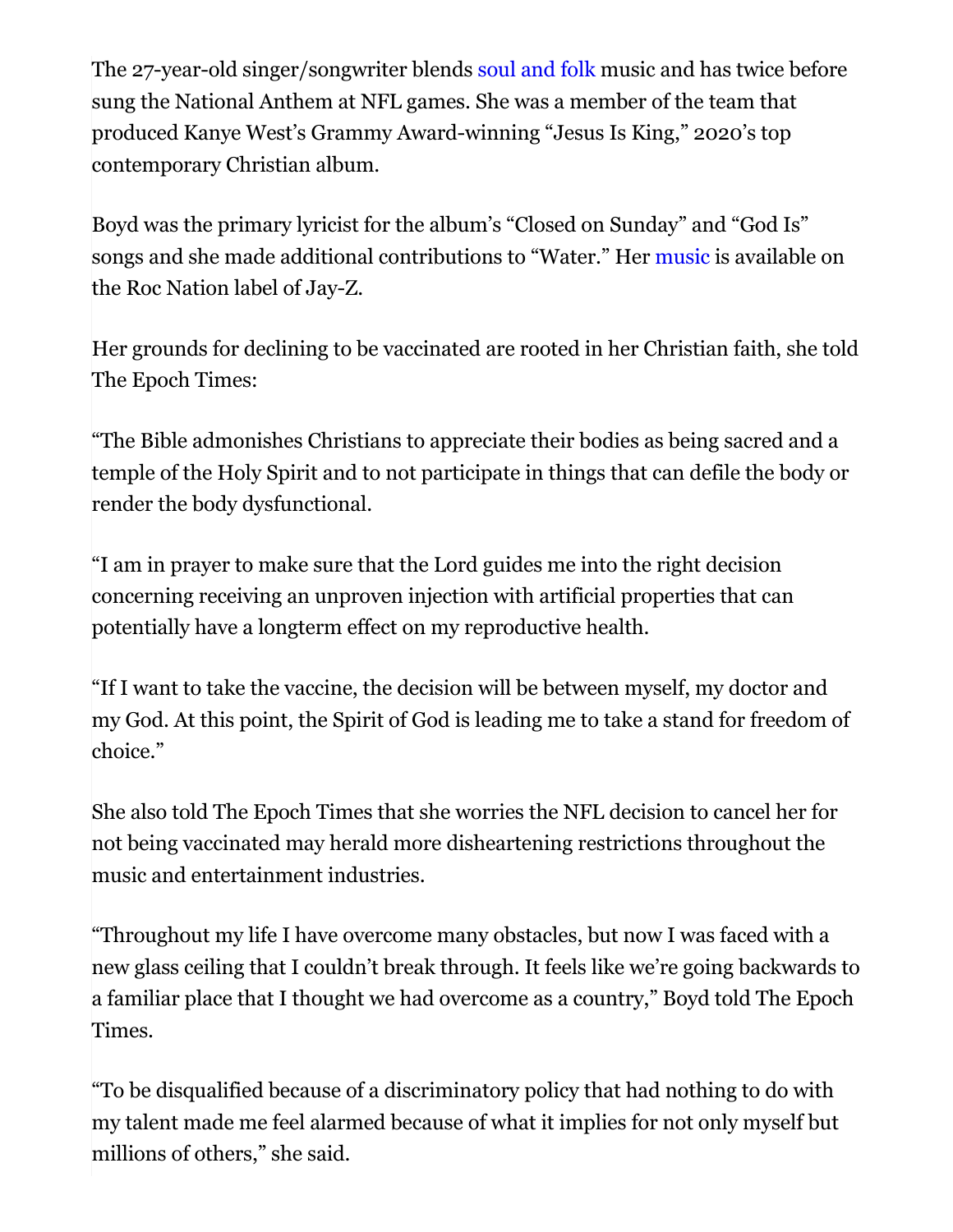The 27-year-old singer/songwriter blends soul and folk music and has twice before sung the National Anthem at NFL games. She was a member of the team that produced Kanye West's Grammy Award-winning "Jesus Is King," 2020's top contemporary Christian album.

Boyd was the primary lyricist for the album's "Closed on Sunday" and "God Is" songs and she made additional contributions to "Water." Her music is available on the Roc Nation label of Jay-Z.

Her grounds for declining to be vaccinated are rooted in her Christian faith, she told The Epoch Times:

"The Bible admonishes Christians to appreciate their bodies as being sacred and a temple of the Holy Spirit and to not participate in things that can defile the body or render the body dysfunctional.

"I am in prayer to make sure that the Lord guides me into the right decision concerning receiving an unproven injection with artificial properties that can potentially have a longterm effect on my reproductive health.

"If I want to take the vaccine, the decision will be between myself, my doctor and my God. At this point, the Spirit of God is leading me to take a stand for freedom of choice."

She also told The Epoch Times that she worries the NFL decision to cancel her for not being vaccinated may herald more disheartening restrictions throughout the music and entertainment industries.

"Throughout my life I have overcome many obstacles, but now I was faced with a new glass ceiling that I couldn't break through. It feels like we're going backwards to a familiar place that I thought we had overcome as a country," Boyd told The Epoch Times.

"To be disqualified because of a discriminatory policy that had nothing to do with my talent made me feel alarmed because of what it implies for not only myself but millions of others," she said.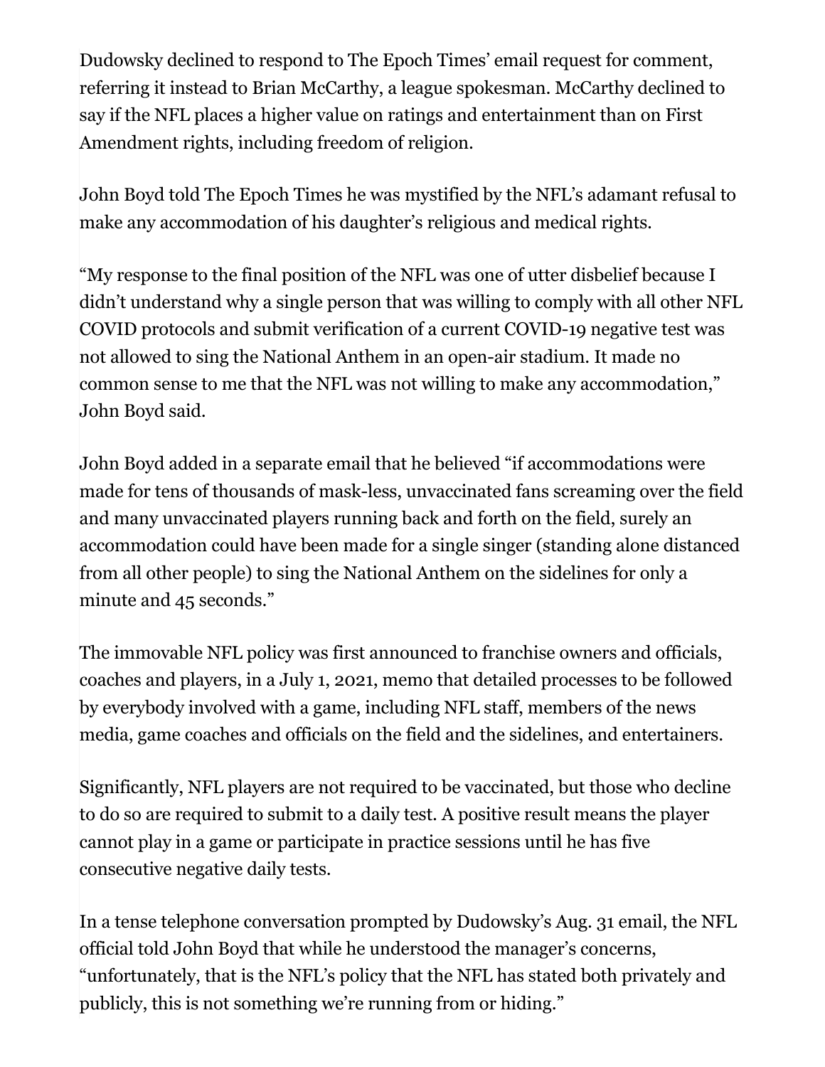Dudowsky declined to respond to The Epoch Times' email request for comment, referring it instead to Brian McCarthy, a league spokesman. McCarthy declined to say if the NFL places a higher value on ratings and entertainment than on First Amendment rights, including freedom of religion.

John Boyd told The Epoch Times he was mystified by the NFL's adamant refusal to make any accommodation of his daughter's religious and medical rights.

"My response to the final position of the NFL was one of utter disbelief because I didn't understand why a single person that was willing to comply with all other NFL COVID protocols and submit verification of a current COVID-19 negative test was not allowed to sing the National Anthem in an open-air stadium. It made no common sense to me that the NFL was not willing to make any accommodation," John Boyd said.

John Boyd added in a separate email that he believed "if accommodations were made for tens of thousands of mask-less, unvaccinated fans screaming over the field and many unvaccinated players running back and forth on the field, surely an accommodation could have been made for a single singer (standing alone distanced from all other people) to sing the National Anthem on the sidelines for only a minute and 45 seconds."

The immovable NFL policy was first announced to franchise owners and officials, coaches and players, in a July 1, 2021, memo that detailed processes to be followed by everybody involved with a game, including NFL staff, members of the news media, game coaches and officials on the field and the sidelines, and entertainers.

Significantly, NFL players are not required to be vaccinated, but those who decline to do so are required to submit to a daily test. A positive result means the player cannot play in a game or participate in practice sessions until he has five consecutive negative daily tests.

In a tense telephone conversation prompted by Dudowsky's Aug. 31 email, the NFL official told John Boyd that while he understood the manager's concerns, "unfortunately, that is the NFL's policy that the NFL has stated both privately and publicly, this is not something we're running from or hiding."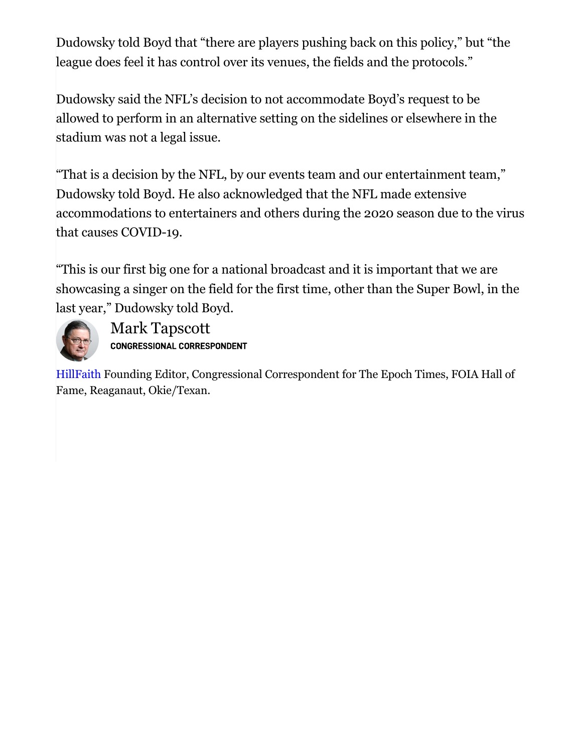Dudowsky told Boyd that "there are players pushing back on this policy," but "the league does feel it has control over its venues, the fields and the protocols."

Dudowsky said the NFL's decision to not accommodate Boyd's request to be allowed to perform in an alternative setting on the sidelines or elsewhere in the stadium was not a legal issue.

"That is a decision by the NFL, by our events team and our entertainment team," Dudowsky told Boyd. He also acknowledged that the NFL made extensive accommodations to entertainers and others during the 2020 season due to the virus that causes COVID-19.

"This is our first big one for a national broadcast and it is important that we are showcasing a singer on the field for the first time, other than the Super Bowl, in the last year," Dudowsky told Boyd.

Mark Tapscott

**CONGRESSIONAL CORRESPONDENT**

HillFaith Founding Editor, Congressional Correspondent for The Epoch Times, FOIA Hall of Fame, Reaganaut, Okie/Texan.